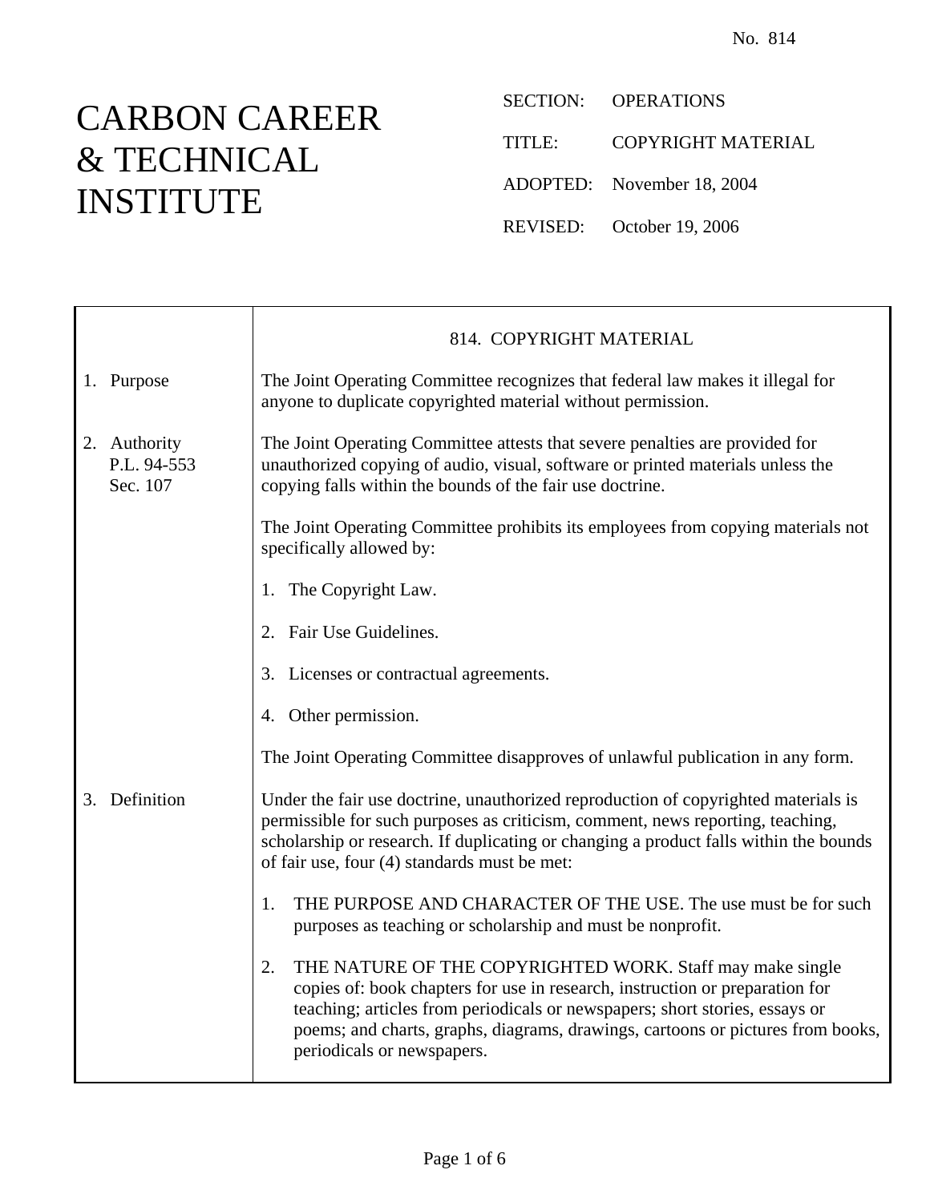No. 814

# CARBON CAREER & TECHNICAL INSTITUTE

SECTION: OPERATIONS

TITLE: COPYRIGHT MATERIAL

ADOPTED: November 18, 2004

REVISED: October 19, 2006

## 814. COPYRIGHT MATERIAL

**1. Purpose**

The Joint Operating Committee recognizes that federal law makes it illegal for anyone to duplicate copyrighted material without permission.

**2. Authority**
P.L. 94-553
Sec. 107

The Joint Operating Committee attests that severe penalties are provided for unauthorized copying of audio, visual, software or printed materials unless the copying falls within the bounds of the fair use doctrine.

The Joint Operating Committee prohibits its employees from copying materials not specifically allowed by:

1. The Copyright Law.
2. Fair Use Guidelines.
3. Licenses or contractual agreements.
4. Other permission.

The Joint Operating Committee disapproves of unlawful publication in any form.

**3. Definition**

Under the fair use doctrine, unauthorized reproduction of copyrighted materials is permissible for such purposes as criticism, comment, news reporting, teaching, scholarship or research. If duplicating or changing a product falls within the bounds of fair use, four (4) standards must be met:

1. THE PURPOSE AND CHARACTER OF THE USE. The use must be for such purposes as teaching or scholarship and must be nonprofit.

2. THE NATURE OF THE COPYRIGHTED WORK. Staff may make single copies of: book chapters for use in research, instruction or preparation for teaching; articles from periodicals or newspapers; short stories, essays or poems; and charts, graphs, diagrams, drawings, cartoons or pictures from books, periodicals or newspapers.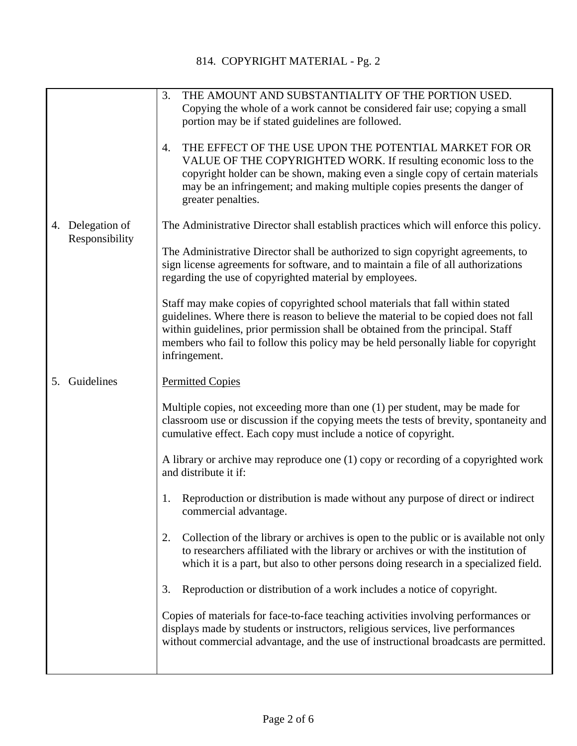3. THE AMOUNT AND SUBSTANTIALITY OF THE PORTION USED. Copying the whole of a work cannot be considered fair use; copying a small portion may be if stated guidelines are followed.

4. THE EFFECT OF THE USE UPON THE POTENTIAL MARKET FOR OR VALUE OF THE COPYRIGHTED WORK. If resulting economic loss to the copyright holder can be shown, making even a single copy of certain materials may be an infringement; and making multiple copies presents the danger of greater penalties.

## 4. Delegation of Responsibility

The Administrative Director shall establish practices which will enforce this policy.

The Administrative Director shall be authorized to sign copyright agreements, to sign license agreements for software, and to maintain a file of all authorizations regarding the use of copyrighted material by employees.

Staff may make copies of copyrighted school materials that fall within stated guidelines. Where there is reason to believe the material to be copied does not fall within guidelines, prior permission shall be obtained from the principal. Staff members who fail to follow this policy may be held personally liable for copyright infringement.

## 5. Guidelines

Permitted Copies

Multiple copies, not exceeding more than one (1) per student, may be made for classroom use or discussion if the copying meets the tests of brevity, spontaneity and cumulative effect. Each copy must include a notice of copyright.

A library or archive may reproduce one (1) copy or recording of a copyrighted work and distribute it if:

1. Reproduction or distribution is made without any purpose of direct or indirect commercial advantage.

2. Collection of the library or archives is open to the public or is available not only to researchers affiliated with the library or archives or with the institution of which it is a part, but also to other persons doing research in a specialized field.

3. Reproduction or distribution of a work includes a notice of copyright.

Copies of materials for face-to-face teaching activities involving performances or displays made by students or instructors, religious services, live performances without commercial advantage, and the use of instructional broadcasts are permitted.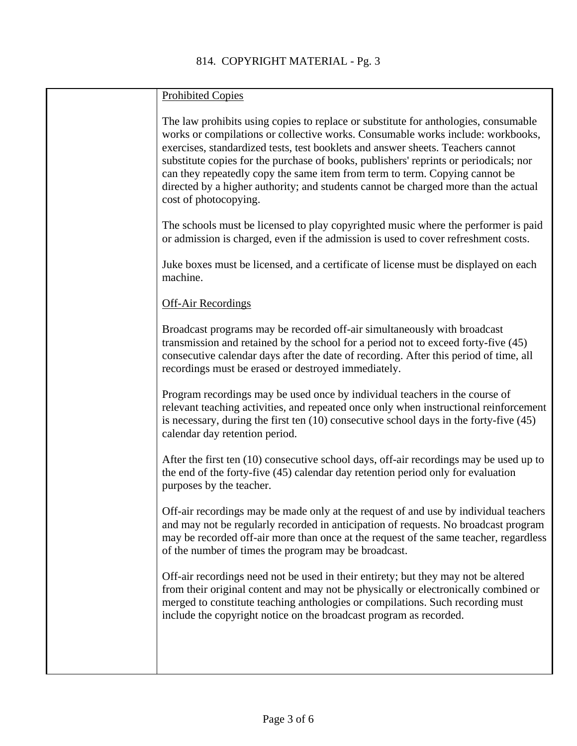## Prohibited Copies

The law prohibits using copies to replace or substitute for anthologies, consumable works or compilations or collective works. Consumable works include: workbooks, exercises, standardized tests, test booklets and answer sheets. Teachers cannot substitute copies for the purchase of books, publishers' reprints or periodicals; nor can they repeatedly copy the same item from term to term. Copying cannot be directed by a higher authority; and students cannot be charged more than the actual cost of photocopying.

The schools must be licensed to play copyrighted music where the performer is paid or admission is charged, even if the admission is used to cover refreshment costs.

Juke boxes must be licensed, and a certificate of license must be displayed on each machine.

## Off-Air Recordings

Broadcast programs may be recorded off-air simultaneously with broadcast transmission and retained by the school for a period not to exceed forty-five (45) consecutive calendar days after the date of recording. After this period of time, all recordings must be erased or destroyed immediately.

Program recordings may be used once by individual teachers in the course of relevant teaching activities, and repeated once only when instructional reinforcement is necessary, during the first ten (10) consecutive school days in the forty-five (45) calendar day retention period.

After the first ten (10) consecutive school days, off-air recordings may be used up to the end of the forty-five (45) calendar day retention period only for evaluation purposes by the teacher.

Off-air recordings may be made only at the request of and use by individual teachers and may not be regularly recorded in anticipation of requests. No broadcast program may be recorded off-air more than once at the request of the same teacher, regardless of the number of times the program may be broadcast.

Off-air recordings need not be used in their entirety; but they may not be altered from their original content and may not be physically or electronically combined or merged to constitute teaching anthologies or compilations. Such recording must include the copyright notice on the broadcast program as recorded.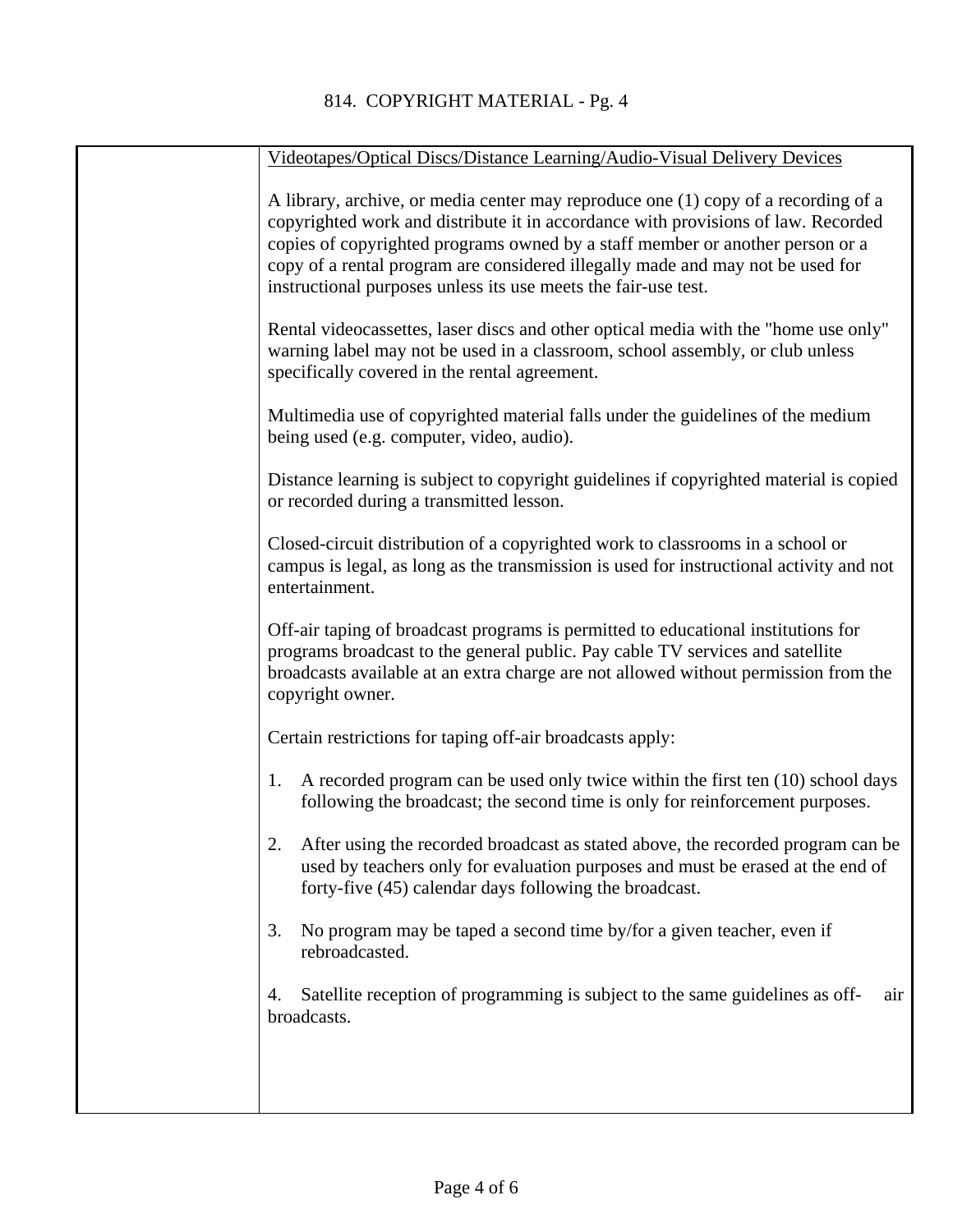Videotapes/Optical Discs/Distance Learning/Audio-Visual Delivery Devices

A library, archive, or media center may reproduce one (1) copy of a recording of a copyrighted work and distribute it in accordance with provisions of law. Recorded copies of copyrighted programs owned by a staff member or another person or a copy of a rental program are considered illegally made and may not be used for instructional purposes unless its use meets the fair-use test.

Rental videocassettes, laser discs and other optical media with the "home use only" warning label may not be used in a classroom, school assembly, or club unless specifically covered in the rental agreement.

Multimedia use of copyrighted material falls under the guidelines of the medium being used (e.g. computer, video, audio).

Distance learning is subject to copyright guidelines if copyrighted material is copied or recorded during a transmitted lesson.

Closed-circuit distribution of a copyrighted work to classrooms in a school or campus is legal, as long as the transmission is used for instructional activity and not entertainment.

Off-air taping of broadcast programs is permitted to educational institutions for programs broadcast to the general public. Pay cable TV services and satellite broadcasts available at an extra charge are not allowed without permission from the copyright owner.

Certain restrictions for taping off-air broadcasts apply:

1. A recorded program can be used only twice within the first ten (10) school days following the broadcast; the second time is only for reinforcement purposes.

2. After using the recorded broadcast as stated above, the recorded program can be used by teachers only for evaluation purposes and must be erased at the end of forty-five (45) calendar days following the broadcast.

3. No program may be taped a second time by/for a given teacher, even if rebroadcasted.

4. Satellite reception of programming is subject to the same guidelines as off-air broadcasts.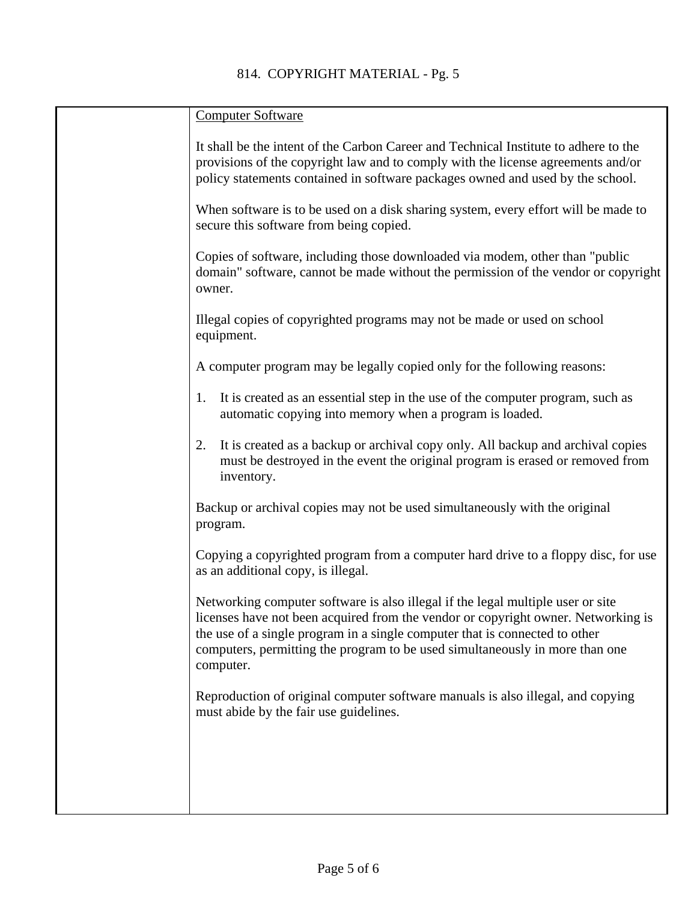Computer Software

It shall be the intent of the Carbon Career and Technical Institute to adhere to the provisions of the copyright law and to comply with the license agreements and/or policy statements contained in software packages owned and used by the school.

When software is to be used on a disk sharing system, every effort will be made to secure this software from being copied.

Copies of software, including those downloaded via modem, other than "public domain" software, cannot be made without the permission of the vendor or copyright owner.

Illegal copies of copyrighted programs may not be made or used on school equipment.

A computer program may be legally copied only for the following reasons:

1. It is created as an essential step in the use of the computer program, such as automatic copying into memory when a program is loaded.

2. It is created as a backup or archival copy only. All backup and archival copies must be destroyed in the event the original program is erased or removed from inventory.

Backup or archival copies may not be used simultaneously with the original program.

Copying a copyrighted program from a computer hard drive to a floppy disc, for use as an additional copy, is illegal.

Networking computer software is also illegal if the legal multiple user or site licenses have not been acquired from the vendor or copyright owner. Networking is the use of a single program in a single computer that is connected to other computers, permitting the program to be used simultaneously in more than one computer.

Reproduction of original computer software manuals is also illegal, and copying must abide by the fair use guidelines.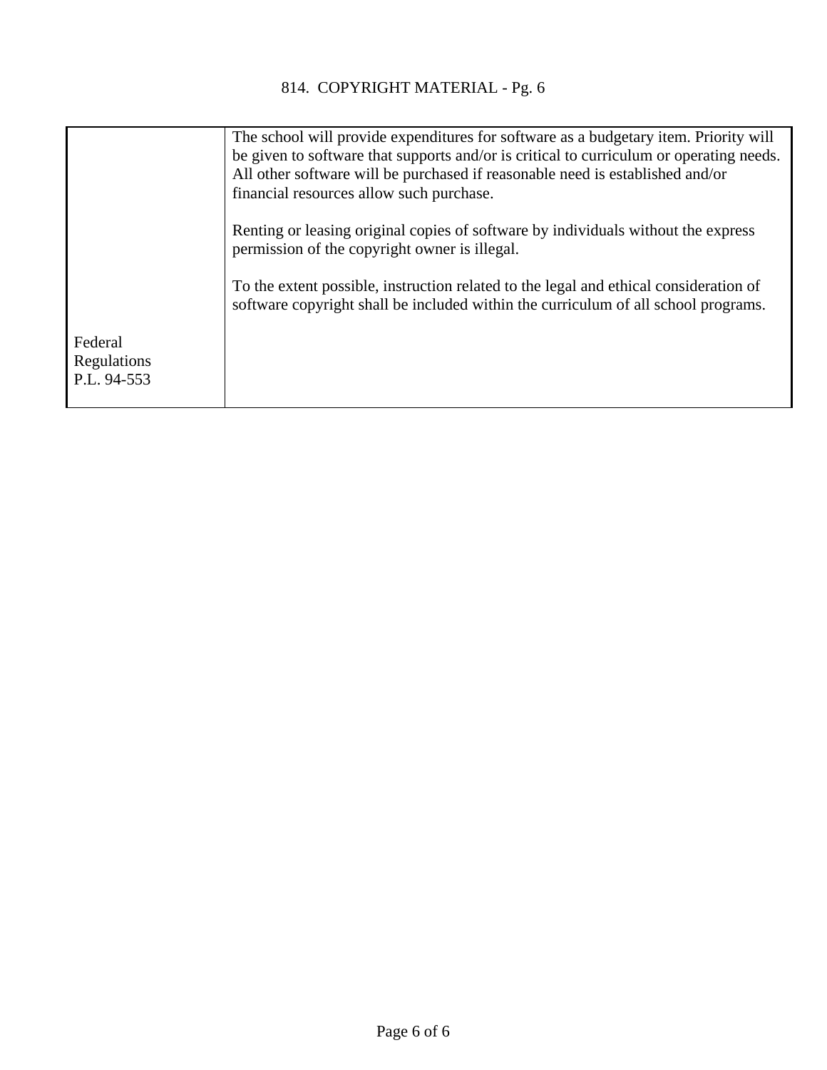| | |
|---|---|
| | The school will provide expenditures for software as a budgetary item. Priority will be given to software that supports and/or is critical to curriculum or operating needs. All other software will be purchased if reasonable need is established and/or financial resources allow such purchase.<br><br>Renting or leasing original copies of software by individuals without the express permission of the copyright owner is illegal.<br><br>To the extent possible, instruction related to the legal and ethical consideration of software copyright shall be included within the curriculum of all school programs. |
| Federal Regulations P.L. 94-553 | |